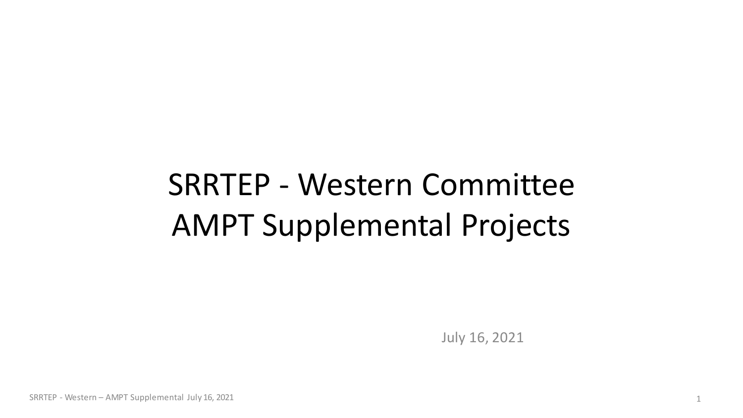# SRRTEP - Western Committee
# AMPT Supplemental Projects

July 16, 2021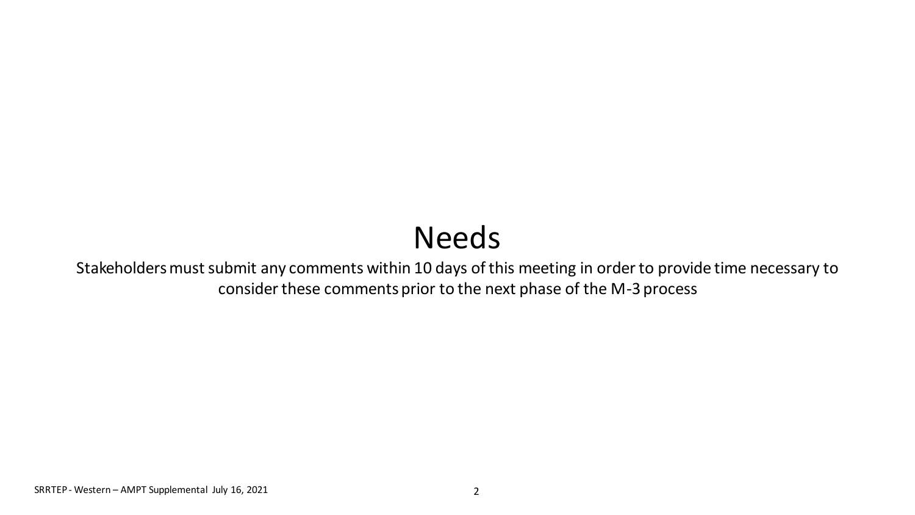# Needs

Stakeholders must submit any comments within 10 days of this meeting in order to provide time necessary to consider these comments prior to the next phase of the M-3 process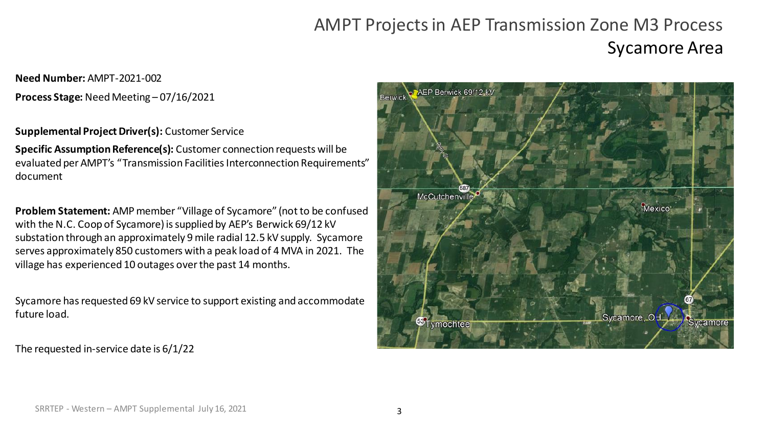# AMPT Projects in AEP Transmission Zone M3 Process

## Sycamore Area

**Need Number:** AMPT-2021-002

**Process Stage:** Need Meeting – 07/16/2021

**Supplemental Project Driver(s):** Customer Service

**Specific Assumption Reference(s):** Customer connection requests will be evaluated per AMPT's "Transmission Facilities Interconnection Requirements" document

**Problem Statement:** AMP member "Village of Sycamore" (not to be confused with the N.C. Coop of Sycamore) is supplied by AEP's Berwick 69/12 kV substation through an approximately 9 mile radial 12.5 kV supply. Sycamore serves approximately 850 customers with a peak load of 4 MVA in 2021. The village has experienced 10 outages over the past 14 months.

Sycamore has requested 69 kV service to support existing and accommodate future load.

The requested in-service date is 6/1/22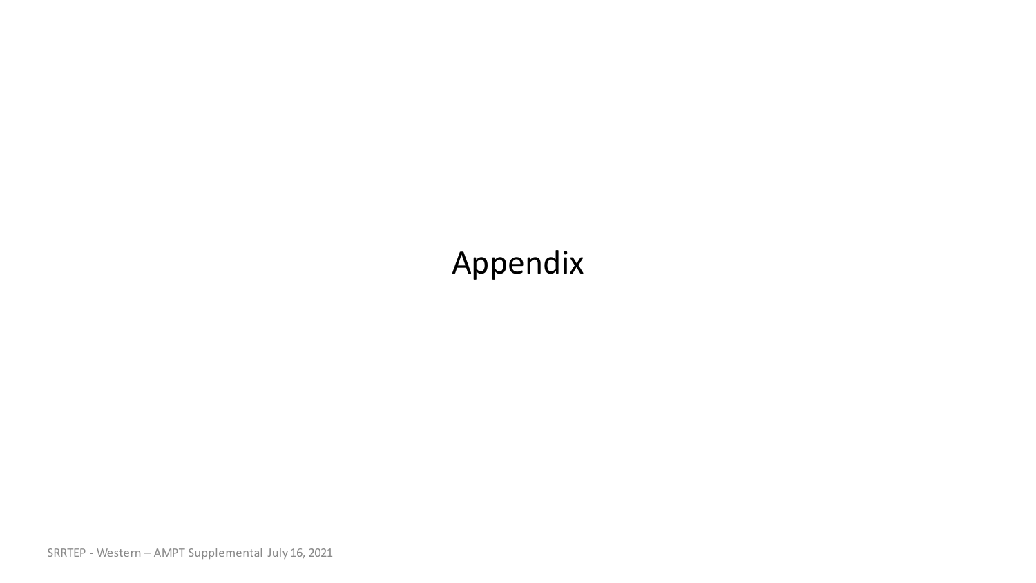# Appendix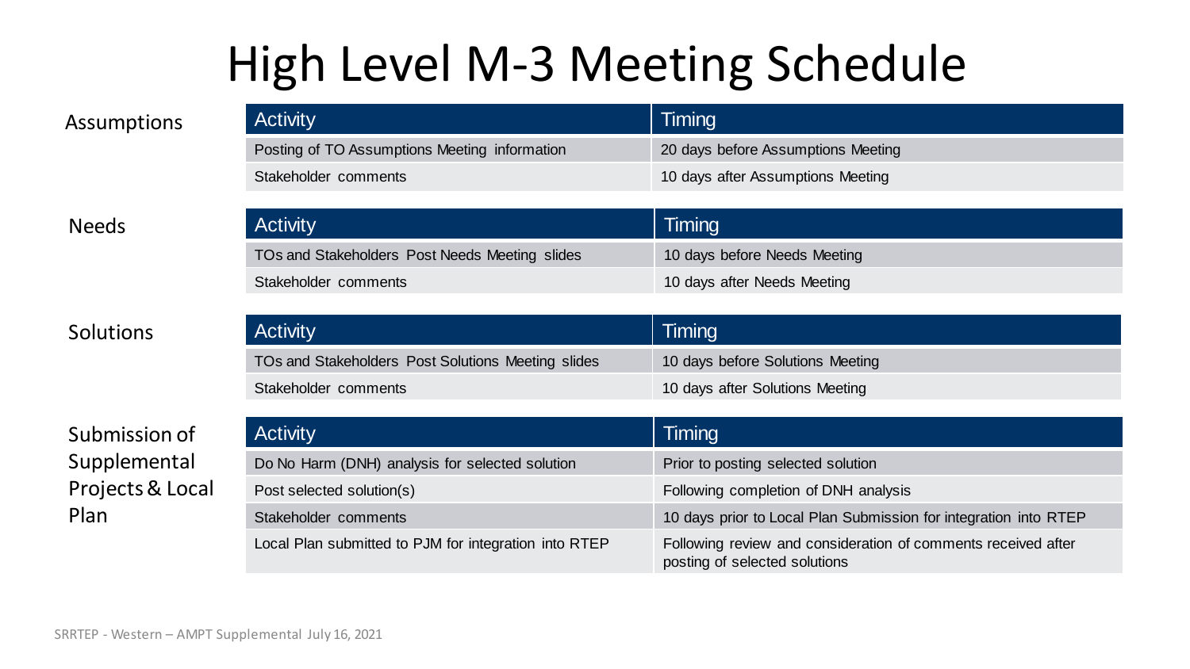# High Level M-3 Meeting Schedule

### Assumptions

| Activity | Timing |
| --- | --- |
| Posting of TO Assumptions Meeting information | 20 days before Assumptions Meeting |
| Stakeholder comments | 10 days after Assumptions Meeting |

### Needs

| Activity | Timing |
| --- | --- |
| TOs and Stakeholders Post Needs Meeting slides | 10 days before Needs Meeting |
| Stakeholder comments | 10 days after Needs Meeting |

### Solutions

| Activity | Timing |
| --- | --- |
| TOs and Stakeholders Post Solutions Meeting slides | 10 days before Solutions Meeting |
| Stakeholder comments | 10 days after Solutions Meeting |

### Submission of Supplemental Projects & Local Plan

| Activity | Timing |
| --- | --- |
| Do No Harm (DNH) analysis for selected solution | Prior to posting selected solution |
| Post selected solution(s) | Following completion of DNH analysis |
| Stakeholder comments | 10 days prior to Local Plan Submission for integration into RTEP |
| Local Plan submitted to PJM for integration into RTEP | Following review and consideration of comments received after posting of selected solutions |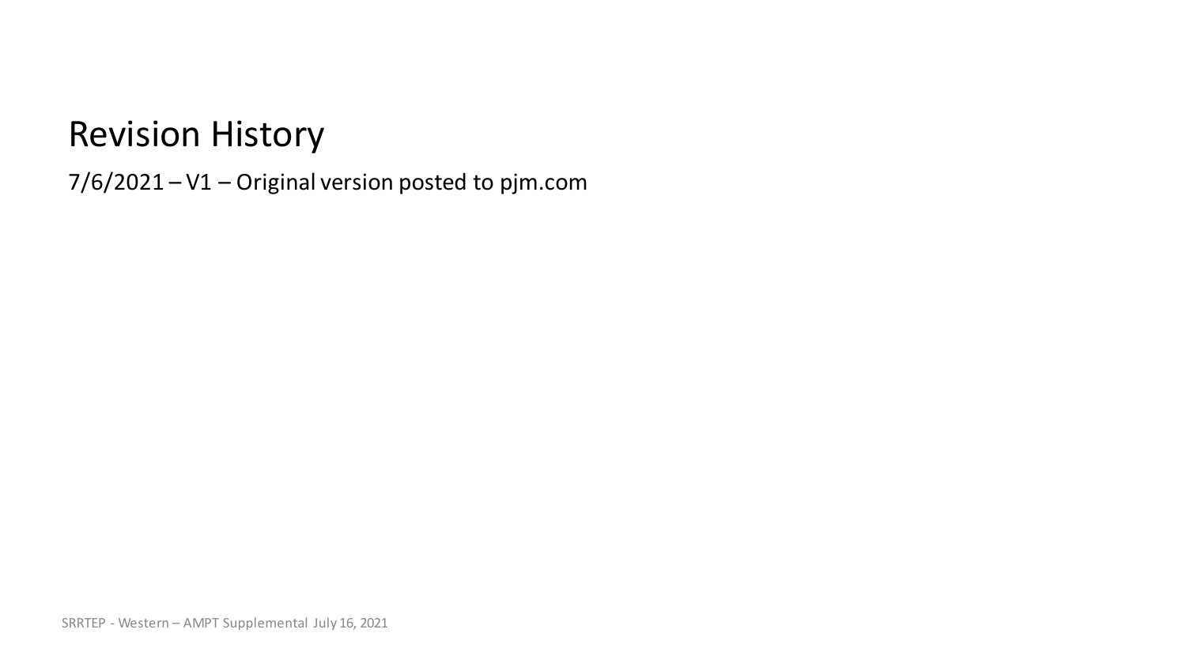# Revision History

7/6/2021 – V1 – Original version posted to pjm.com